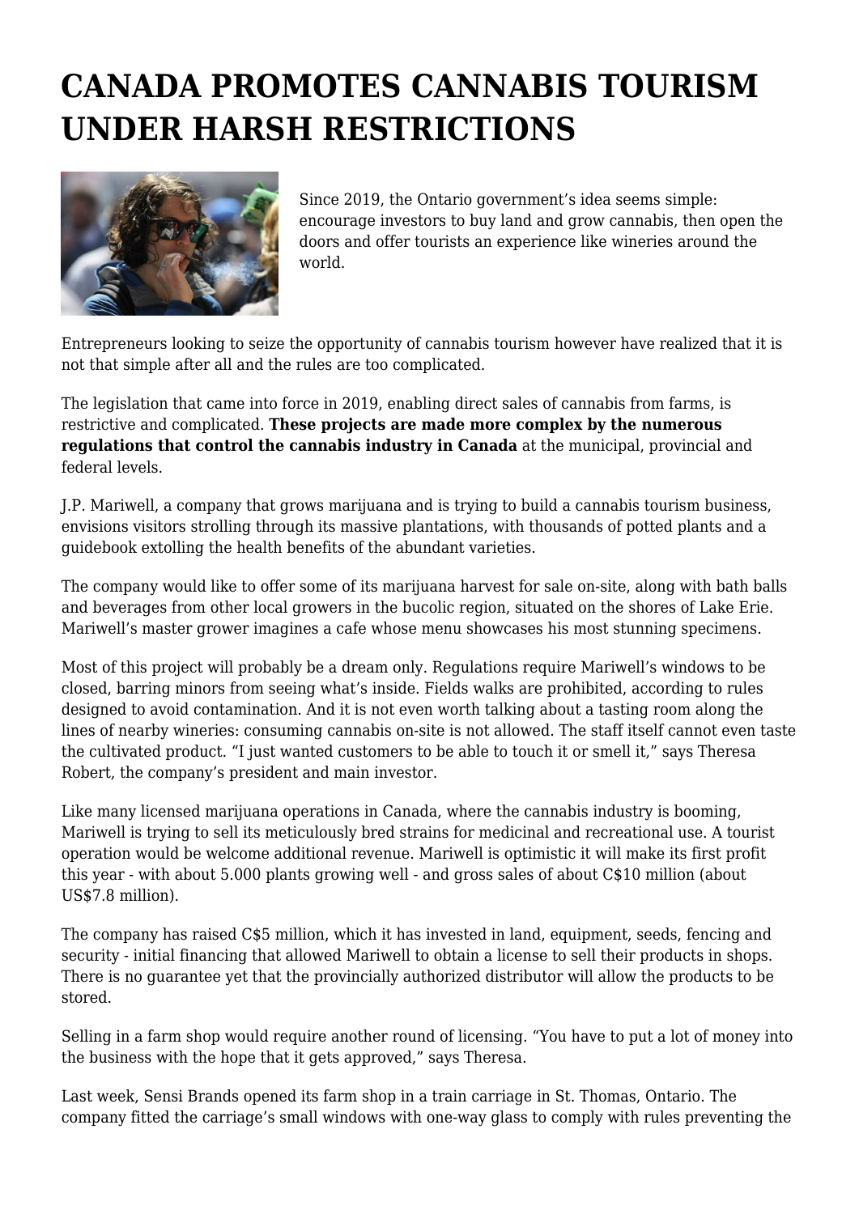# CANADA PROMOTES CANNABIS TOURISM UNDER HARSH RESTRICTIONS

Since 2019, the Ontario government's idea seems simple: encourage investors to buy land and grow cannabis, then open the doors and offer tourists an experience like wineries around the world.

Entrepreneurs looking to seize the opportunity of cannabis tourism however have realized that it is not that simple after all and the rules are too complicated.

The legislation that came into force in 2019, enabling direct sales of cannabis from farms, is restrictive and complicated. **These projects are made more complex by the numerous regulations that control the cannabis industry in Canada** at the municipal, provincial and federal levels.

J.P. Mariwell, a company that grows marijuana and is trying to build a cannabis tourism business, envisions visitors strolling through its massive plantations, with thousands of potted plants and a guidebook extolling the health benefits of the abundant varieties.

The company would like to offer some of its marijuana harvest for sale on-site, along with bath balls and beverages from other local growers in the bucolic region, situated on the shores of Lake Erie. Mariwell's master grower imagines a cafe whose menu showcases his most stunning specimens.

Most of this project will probably be a dream only. Regulations require Mariwell's windows to be closed, barring minors from seeing what's inside. Fields walks are prohibited, according to rules designed to avoid contamination. And it is not even worth talking about a tasting room along the lines of nearby wineries: consuming cannabis on-site is not allowed. The staff itself cannot even taste the cultivated product. "I just wanted customers to be able to touch it or smell it," says Theresa Robert, the company's president and main investor.

Like many licensed marijuana operations in Canada, where the cannabis industry is booming, Mariwell is trying to sell its meticulously bred strains for medicinal and recreational use. A tourist operation would be welcome additional revenue. Mariwell is optimistic it will make its first profit this year - with about 5.000 plants growing well - and gross sales of about C$10 million (about US$7.8 million).

The company has raised C$5 million, which it has invested in land, equipment, seeds, fencing and security - initial financing that allowed Mariwell to obtain a license to sell their products in shops. There is no guarantee yet that the provincially authorized distributor will allow the products to be stored.

Selling in a farm shop would require another round of licensing. "You have to put a lot of money into the business with the hope that it gets approved," says Theresa.

Last week, Sensi Brands opened its farm shop in a train carriage in St. Thomas, Ontario. The company fitted the carriage's small windows with one-way glass to comply with rules preventing the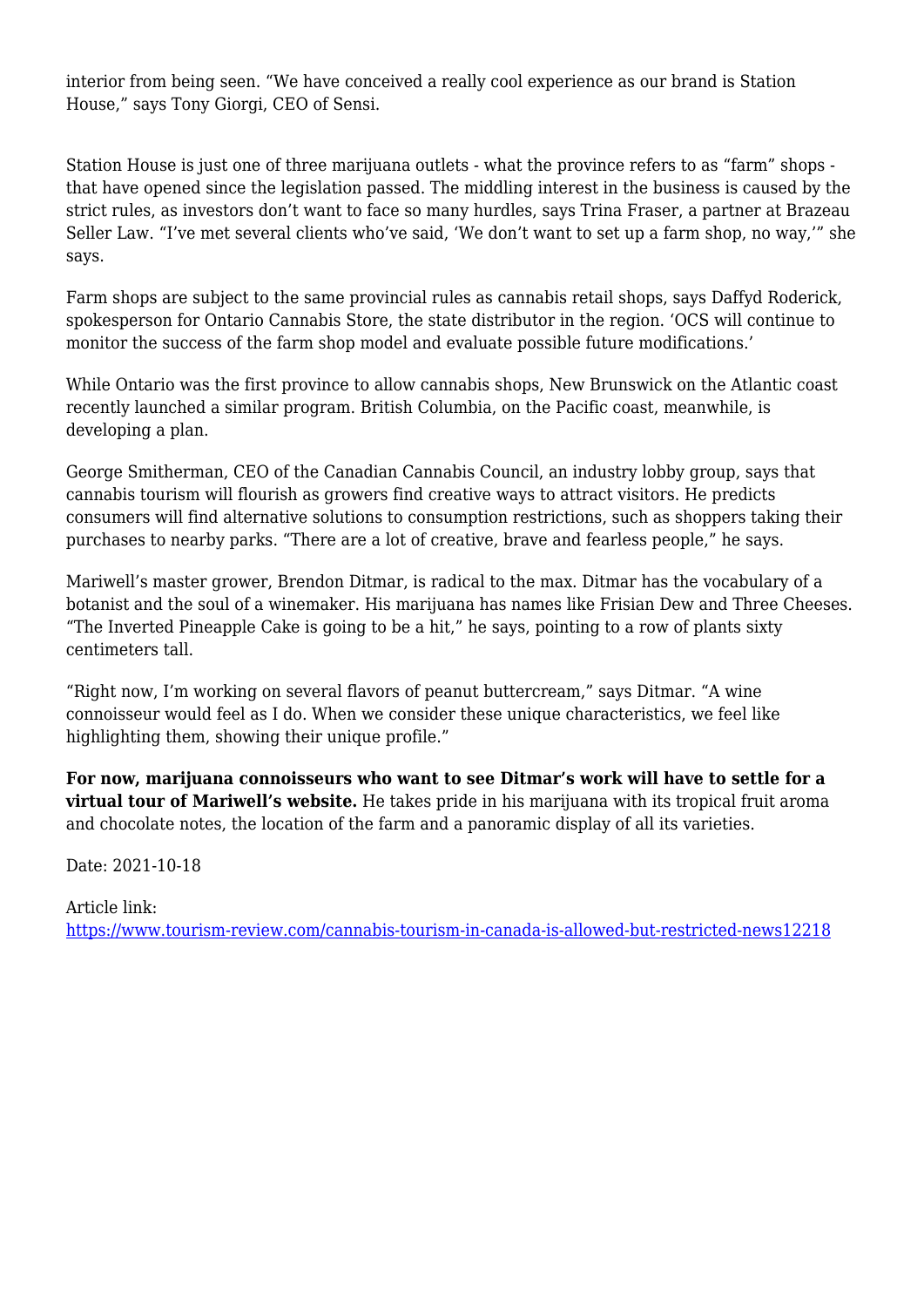interior from being seen. "We have conceived a really cool experience as our brand is Station House," says Tony Giorgi, CEO of Sensi.

Station House is just one of three marijuana outlets - what the province refers to as "farm" shops - that have opened since the legislation passed. The middling interest in the business is caused by the strict rules, as investors don't want to face so many hurdles, says Trina Fraser, a partner at Brazeau Seller Law. "I've met several clients who've said, 'We don't want to set up a farm shop, no way,'" she says.

Farm shops are subject to the same provincial rules as cannabis retail shops, says Daffyd Roderick, spokesperson for Ontario Cannabis Store, the state distributor in the region. 'OCS will continue to monitor the success of the farm shop model and evaluate possible future modifications.'

While Ontario was the first province to allow cannabis shops, New Brunswick on the Atlantic coast recently launched a similar program. British Columbia, on the Pacific coast, meanwhile, is developing a plan.

George Smitherman, CEO of the Canadian Cannabis Council, an industry lobby group, says that cannabis tourism will flourish as growers find creative ways to attract visitors. He predicts consumers will find alternative solutions to consumption restrictions, such as shoppers taking their purchases to nearby parks. "There are a lot of creative, brave and fearless people," he says.

Mariwell's master grower, Brendon Ditmar, is radical to the max. Ditmar has the vocabulary of a botanist and the soul of a winemaker. His marijuana has names like Frisian Dew and Three Cheeses. "The Inverted Pineapple Cake is going to be a hit," he says, pointing to a row of plants sixty centimeters tall.

"Right now, I'm working on several flavors of peanut buttercream," says Ditmar. "A wine connoisseur would feel as I do. When we consider these unique characteristics, we feel like highlighting them, showing their unique profile."

**For now, marijuana connoisseurs who want to see Ditmar's work will have to settle for a virtual tour of Mariwell's website.** He takes pride in his marijuana with its tropical fruit aroma and chocolate notes, the location of the farm and a panoramic display of all its varieties.

Date: 2021-10-18

Article link:
https://www.tourism-review.com/cannabis-tourism-in-canada-is-allowed-but-restricted-news12218